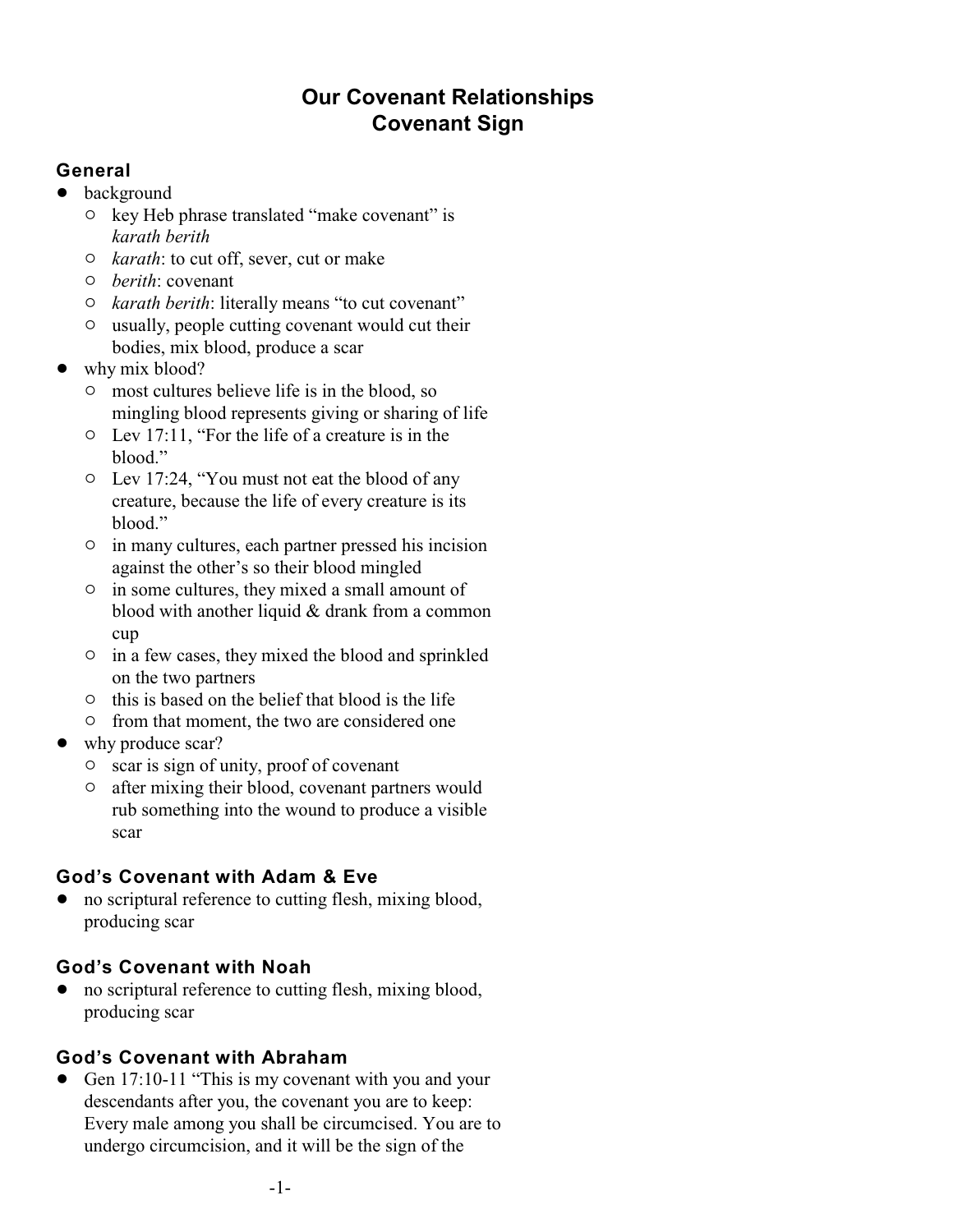# Our Covenant Relationships
# Covenant Sign

### General

- background
  - key Heb phrase translated "make covenant" is *karath berith*
  - *karath*: to cut off, sever, cut or make
  - *berith*: covenant
  - *karath berith*: literally means "to cut covenant"
  - usually, people cutting covenant would cut their bodies, mix blood, produce a scar
- why mix blood?
  - most cultures believe life is in the blood, so mingling blood represents giving or sharing of life
  - Lev 17:11, "For the life of a creature is in the blood."
  - Lev 17:24, "You must not eat the blood of any creature, because the life of every creature is its blood."
  - in many cultures, each partner pressed his incision against the other's so their blood mingled
  - in some cultures, they mixed a small amount of blood with another liquid & drank from a common cup
  - in a few cases, they mixed the blood and sprinkled on the two partners
  - this is based on the belief that blood is the life
  - from that moment, the two are considered one
- why produce scar?
  - scar is sign of unity, proof of covenant
  - after mixing their blood, covenant partners would rub something into the wound to produce a visible scar

### God's Covenant with Adam & Eve

- no scriptural reference to cutting flesh, mixing blood, producing scar

### God's Covenant with Noah

- no scriptural reference to cutting flesh, mixing blood, producing scar

### God's Covenant with Abraham

- Gen 17:10-11 "This is my covenant with you and your descendants after you, the covenant you are to keep: Every male among you shall be circumcised. You are to undergo circumcision, and it will be the sign of the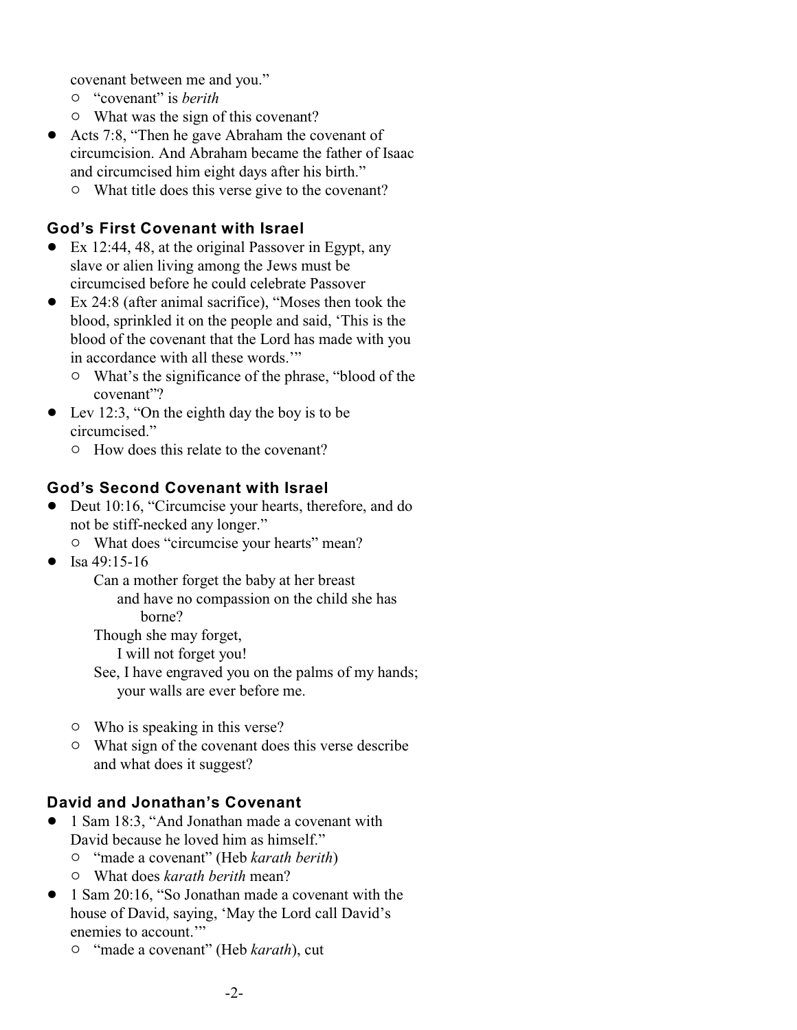covenant between me and you."

- "covenant" is *berith*
- What was the sign of this covenant?

- Acts 7:8, "Then he gave Abraham the covenant of circumcision. And Abraham became the father of Isaac and circumcised him eight days after his birth."
  - What title does this verse give to the covenant?

### God's First Covenant with Israel

- Ex 12:44, 48, at the original Passover in Egypt, any slave or alien living among the Jews must be circumcised before he could celebrate Passover
- Ex 24:8 (after animal sacrifice), "Moses then took the blood, sprinkled it on the people and said, 'This is the blood of the covenant that the Lord has made with you in accordance with all these words.'"
  - What's the significance of the phrase, "blood of the covenant"?
- Lev 12:3, "On the eighth day the boy is to be circumcised."
  - How does this relate to the covenant?

### God's Second Covenant with Israel

- Deut 10:16, "Circumcise your hearts, therefore, and do not be stiff-necked any longer."
  - What does "circumcise your hearts" mean?
- Isa 49:15-16

  Can a mother forget the baby at her breast
  and have no compassion on the child she has borne?
  Though she may forget,
  I will not forget you!
  See, I have engraved you on the palms of my hands;
  your walls are ever before me.

  - Who is speaking in this verse?
  - What sign of the covenant does this verse describe and what does it suggest?

### David and Jonathan's Covenant

- 1 Sam 18:3, "And Jonathan made a covenant with David because he loved him as himself."
  - "made a covenant" (Heb *karath berith*)
  - What does *karath berith* mean?
- 1 Sam 20:16, "So Jonathan made a covenant with the house of David, saying, 'May the Lord call David's enemies to account.'"
  - "made a covenant" (Heb *karath*), cut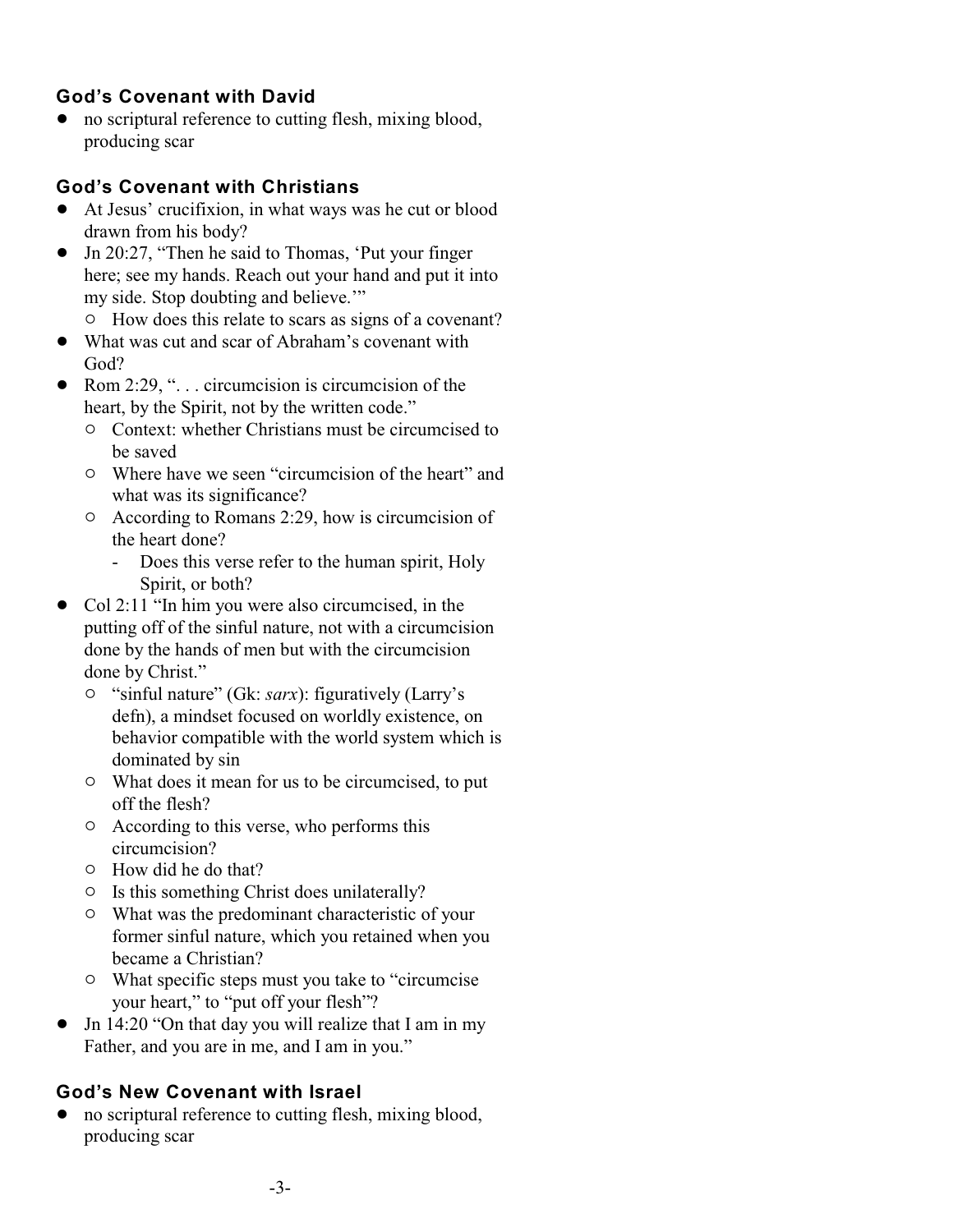### God's Covenant with David

- no scriptural reference to cutting flesh, mixing blood, producing scar

### God's Covenant with Christians

- At Jesus' crucifixion, in what ways was he cut or blood drawn from his body?
- Jn 20:27, "Then he said to Thomas, 'Put your finger here; see my hands. Reach out your hand and put it into my side. Stop doubting and believe.'"
  - How does this relate to scars as signs of a covenant?
- What was cut and scar of Abraham's covenant with God?
- Rom 2:29, ". . . circumcision is circumcision of the heart, by the Spirit, not by the written code."
  - Context: whether Christians must be circumcised to be saved
  - Where have we seen "circumcision of the heart" and what was its significance?
  - According to Romans 2:29, how is circumcision of the heart done?
    - Does this verse refer to the human spirit, Holy Spirit, or both?
- Col 2:11 "In him you were also circumcised, in the putting off of the sinful nature, not with a circumcision done by the hands of men but with the circumcision done by Christ."
  - "sinful nature" (Gk: *sarx*): figuratively (Larry's defn), a mindset focused on worldly existence, on behavior compatible with the world system which is dominated by sin
  - What does it mean for us to be circumcised, to put off the flesh?
  - According to this verse, who performs this circumcision?
  - How did he do that?
  - Is this something Christ does unilaterally?
  - What was the predominant characteristic of your former sinful nature, which you retained when you became a Christian?
  - What specific steps must you take to "circumcise your heart," to "put off your flesh"?
- Jn 14:20 "On that day you will realize that I am in my Father, and you are in me, and I am in you."

### God's New Covenant with Israel

- no scriptural reference to cutting flesh, mixing blood, producing scar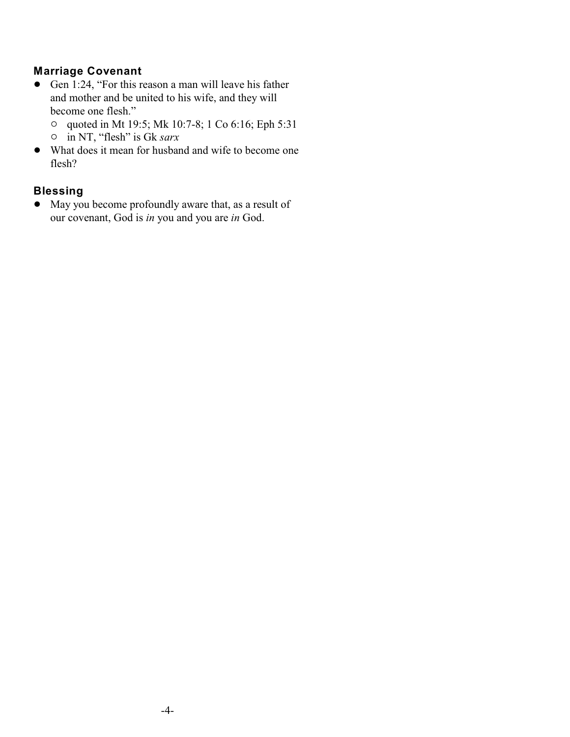## Marriage Covenant

- Gen 1:24, "For this reason a man will leave his father and mother and be united to his wife, and they will become one flesh."
  - quoted in Mt 19:5; Mk 10:7-8; 1 Co 6:16; Eph 5:31
  - in NT, "flesh" is Gk *sarx*
- What does it mean for husband and wife to become one flesh?

## Blessing

- May you become profoundly aware that, as a result of our covenant, God is *in* you and you are *in* God.